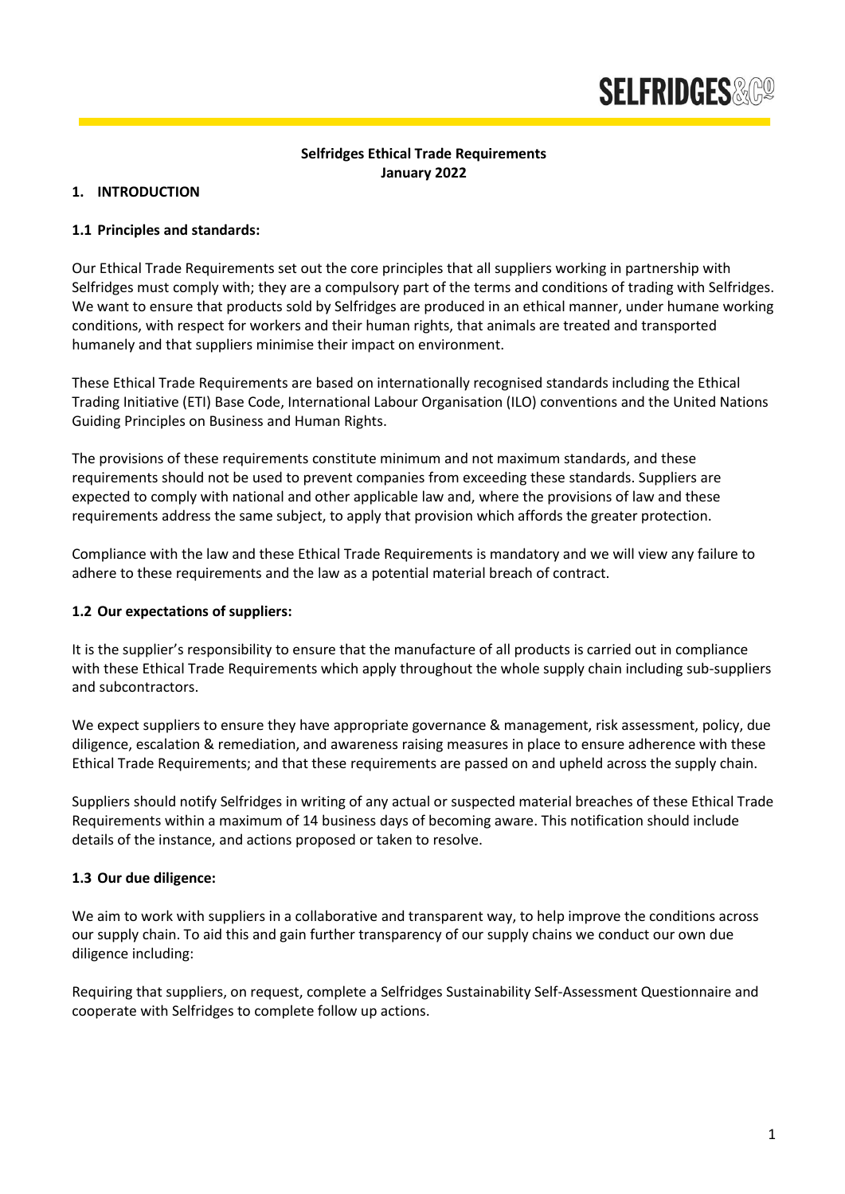# Selfridges Ethical Trade Requirements
**January 2022**

## 1. INTRODUCTION

### 1.1 Principles and standards:

Our Ethical Trade Requirements set out the core principles that all suppliers working in partnership with Selfridges must comply with; they are a compulsory part of the terms and conditions of trading with Selfridges. We want to ensure that products sold by Selfridges are produced in an ethical manner, under humane working conditions, with respect for workers and their human rights, that animals are treated and transported humanely and that suppliers minimise their impact on environment.

These Ethical Trade Requirements are based on internationally recognised standards including the Ethical Trading Initiative (ETI) Base Code, International Labour Organisation (ILO) conventions and the United Nations Guiding Principles on Business and Human Rights.

The provisions of these requirements constitute minimum and not maximum standards, and these requirements should not be used to prevent companies from exceeding these standards. Suppliers are expected to comply with national and other applicable law and, where the provisions of law and these requirements address the same subject, to apply that provision which affords the greater protection.

Compliance with the law and these Ethical Trade Requirements is mandatory and we will view any failure to adhere to these requirements and the law as a potential material breach of contract.

### 1.2 Our expectations of suppliers:

It is the supplier's responsibility to ensure that the manufacture of all products is carried out in compliance with these Ethical Trade Requirements which apply throughout the whole supply chain including sub-suppliers and subcontractors.

We expect suppliers to ensure they have appropriate governance & management, risk assessment, policy, due diligence, escalation & remediation, and awareness raising measures in place to ensure adherence with these Ethical Trade Requirements; and that these requirements are passed on and upheld across the supply chain.

Suppliers should notify Selfridges in writing of any actual or suspected material breaches of these Ethical Trade Requirements within a maximum of 14 business days of becoming aware. This notification should include details of the instance, and actions proposed or taken to resolve.

### 1.3 Our due diligence:

We aim to work with suppliers in a collaborative and transparent way, to help improve the conditions across our supply chain. To aid this and gain further transparency of our supply chains we conduct our own due diligence including:

Requiring that suppliers, on request, complete a Selfridges Sustainability Self-Assessment Questionnaire and cooperate with Selfridges to complete follow up actions.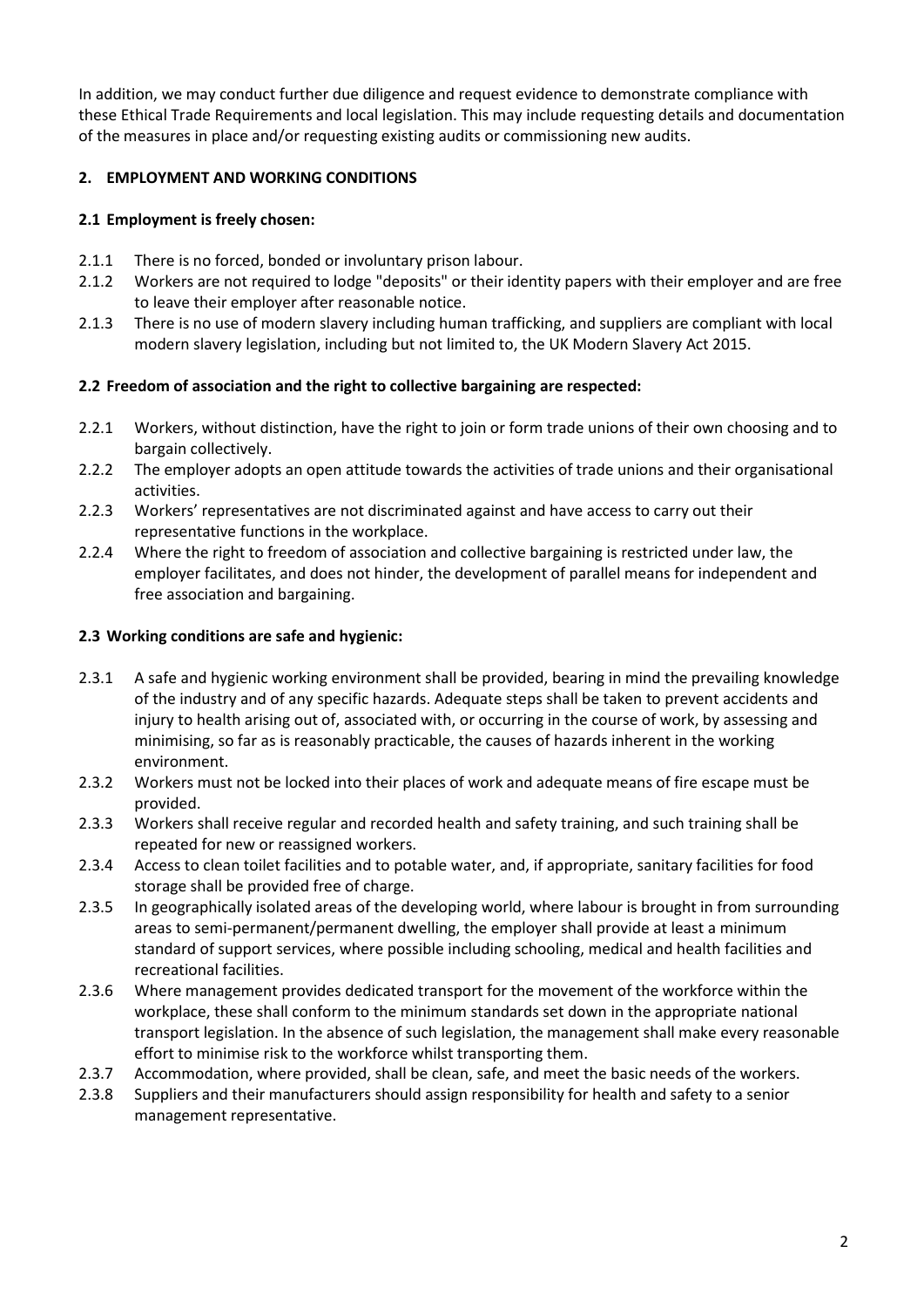In addition, we may conduct further due diligence and request evidence to demonstrate compliance with these Ethical Trade Requirements and local legislation. This may include requesting details and documentation of the measures in place and/or requesting existing audits or commissioning new audits.

## 2. EMPLOYMENT AND WORKING CONDITIONS

### 2.1 Employment is freely chosen:

2.1.1 There is no forced, bonded or involuntary prison labour.

2.1.2 Workers are not required to lodge "deposits" or their identity papers with their employer and are free to leave their employer after reasonable notice.

2.1.3 There is no use of modern slavery including human trafficking, and suppliers are compliant with local modern slavery legislation, including but not limited to, the UK Modern Slavery Act 2015.

### 2.2 Freedom of association and the right to collective bargaining are respected:

2.2.1 Workers, without distinction, have the right to join or form trade unions of their own choosing and to bargain collectively.

2.2.2 The employer adopts an open attitude towards the activities of trade unions and their organisational activities.

2.2.3 Workers' representatives are not discriminated against and have access to carry out their representative functions in the workplace.

2.2.4 Where the right to freedom of association and collective bargaining is restricted under law, the employer facilitates, and does not hinder, the development of parallel means for independent and free association and bargaining.

### 2.3 Working conditions are safe and hygienic:

2.3.1 A safe and hygienic working environment shall be provided, bearing in mind the prevailing knowledge of the industry and of any specific hazards. Adequate steps shall be taken to prevent accidents and injury to health arising out of, associated with, or occurring in the course of work, by assessing and minimising, so far as is reasonably practicable, the causes of hazards inherent in the working environment.

2.3.2 Workers must not be locked into their places of work and adequate means of fire escape must be provided.

2.3.3 Workers shall receive regular and recorded health and safety training, and such training shall be repeated for new or reassigned workers.

2.3.4 Access to clean toilet facilities and to potable water, and, if appropriate, sanitary facilities for food storage shall be provided free of charge.

2.3.5 In geographically isolated areas of the developing world, where labour is brought in from surrounding areas to semi-permanent/permanent dwelling, the employer shall provide at least a minimum standard of support services, where possible including schooling, medical and health facilities and recreational facilities.

2.3.6 Where management provides dedicated transport for the movement of the workforce within the workplace, these shall conform to the minimum standards set down in the appropriate national transport legislation. In the absence of such legislation, the management shall make every reasonable effort to minimise risk to the workforce whilst transporting them.

2.3.7 Accommodation, where provided, shall be clean, safe, and meet the basic needs of the workers.

2.3.8 Suppliers and their manufacturers should assign responsibility for health and safety to a senior management representative.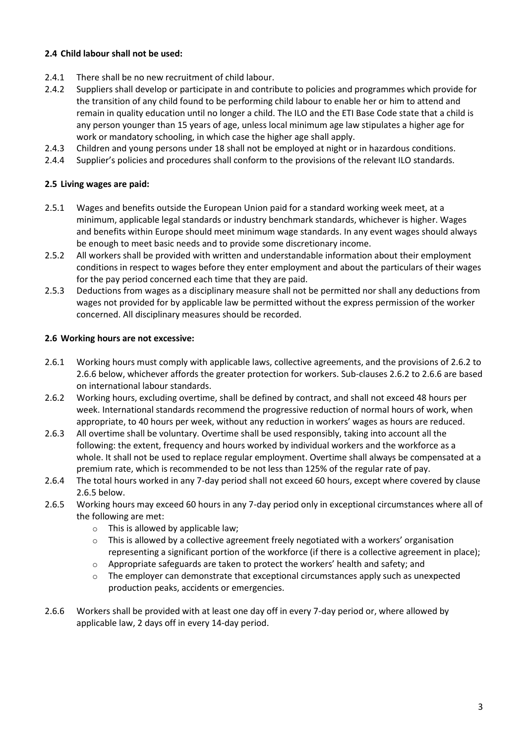### 2.4 Child labour shall not be used:

2.4.1 There shall be no new recruitment of child labour.

2.4.2 Suppliers shall develop or participate in and contribute to policies and programmes which provide for the transition of any child found to be performing child labour to enable her or him to attend and remain in quality education until no longer a child. The ILO and the ETI Base Code state that a child is any person younger than 15 years of age, unless local minimum age law stipulates a higher age for work or mandatory schooling, in which case the higher age shall apply.

2.4.3 Children and young persons under 18 shall not be employed at night or in hazardous conditions.

2.4.4 Supplier's policies and procedures shall conform to the provisions of the relevant ILO standards.

### 2.5 Living wages are paid:

2.5.1 Wages and benefits outside the European Union paid for a standard working week meet, at a minimum, applicable legal standards or industry benchmark standards, whichever is higher. Wages and benefits within Europe should meet minimum wage standards. In any event wages should always be enough to meet basic needs and to provide some discretionary income.

2.5.2 All workers shall be provided with written and understandable information about their employment conditions in respect to wages before they enter employment and about the particulars of their wages for the pay period concerned each time that they are paid.

2.5.3 Deductions from wages as a disciplinary measure shall not be permitted nor shall any deductions from wages not provided for by applicable law be permitted without the express permission of the worker concerned. All disciplinary measures should be recorded.

### 2.6 Working hours are not excessive:

2.6.1 Working hours must comply with applicable laws, collective agreements, and the provisions of 2.6.2 to 2.6.6 below, whichever affords the greater protection for workers. Sub-clauses 2.6.2 to 2.6.6 are based on international labour standards.

2.6.2 Working hours, excluding overtime, shall be defined by contract, and shall not exceed 48 hours per week. International standards recommend the progressive reduction of normal hours of work, when appropriate, to 40 hours per week, without any reduction in workers' wages as hours are reduced.

2.6.3 All overtime shall be voluntary. Overtime shall be used responsibly, taking into account all the following: the extent, frequency and hours worked by individual workers and the workforce as a whole. It shall not be used to replace regular employment. Overtime shall always be compensated at a premium rate, which is recommended to be not less than 125% of the regular rate of pay.

2.6.4 The total hours worked in any 7-day period shall not exceed 60 hours, except where covered by clause 2.6.5 below.

2.6.5 Working hours may exceed 60 hours in any 7-day period only in exceptional circumstances where all of the following are met:

- This is allowed by applicable law;
- This is allowed by a collective agreement freely negotiated with a workers' organisation representing a significant portion of the workforce (if there is a collective agreement in place);
- Appropriate safeguards are taken to protect the workers' health and safety; and
- The employer can demonstrate that exceptional circumstances apply such as unexpected production peaks, accidents or emergencies.

2.6.6 Workers shall be provided with at least one day off in every 7-day period or, where allowed by applicable law, 2 days off in every 14-day period.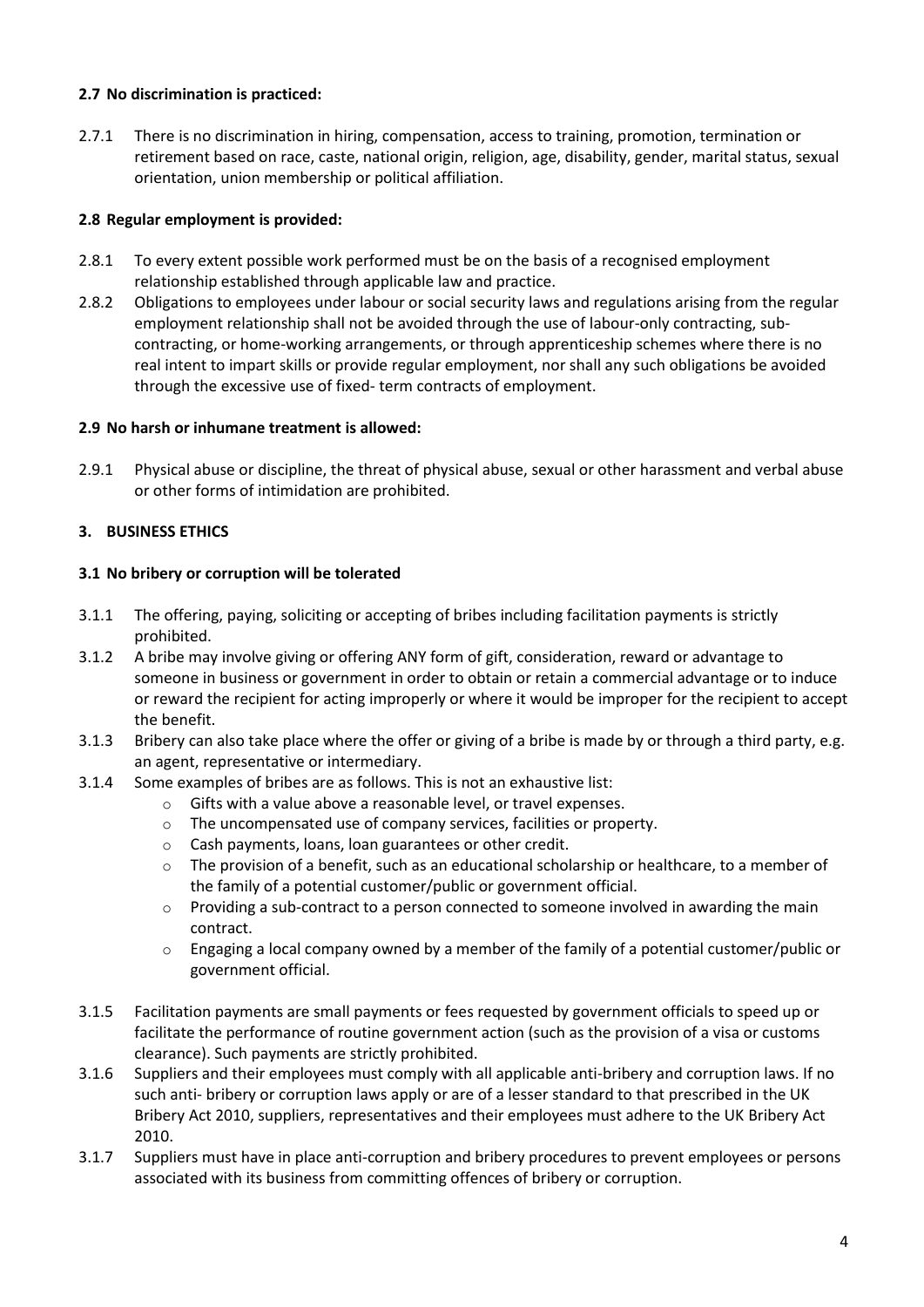### 2.7 No discrimination is practiced:

2.7.1 There is no discrimination in hiring, compensation, access to training, promotion, termination or retirement based on race, caste, national origin, religion, age, disability, gender, marital status, sexual orientation, union membership or political affiliation.

### 2.8 Regular employment is provided:

2.8.1 To every extent possible work performed must be on the basis of a recognised employment relationship established through applicable law and practice.

2.8.2 Obligations to employees under labour or social security laws and regulations arising from the regular employment relationship shall not be avoided through the use of labour-only contracting, sub-contracting, or home-working arrangements, or through apprenticeship schemes where there is no real intent to impart skills or provide regular employment, nor shall any such obligations be avoided through the excessive use of fixed- term contracts of employment.

### 2.9 No harsh or inhumane treatment is allowed:

2.9.1 Physical abuse or discipline, the threat of physical abuse, sexual or other harassment and verbal abuse or other forms of intimidation are prohibited.

## 3. BUSINESS ETHICS

### 3.1 No bribery or corruption will be tolerated

3.1.1 The offering, paying, soliciting or accepting of bribes including facilitation payments is strictly prohibited.

3.1.2 A bribe may involve giving or offering ANY form of gift, consideration, reward or advantage to someone in business or government in order to obtain or retain a commercial advantage or to induce or reward the recipient for acting improperly or where it would be improper for the recipient to accept the benefit.

3.1.3 Bribery can also take place where the offer or giving of a bribe is made by or through a third party, e.g. an agent, representative or intermediary.

3.1.4 Some examples of bribes are as follows. This is not an exhaustive list:

- Gifts with a value above a reasonable level, or travel expenses.
- The uncompensated use of company services, facilities or property.
- Cash payments, loans, loan guarantees or other credit.
- The provision of a benefit, such as an educational scholarship or healthcare, to a member of the family of a potential customer/public or government official.
- Providing a sub-contract to a person connected to someone involved in awarding the main contract.
- Engaging a local company owned by a member of the family of a potential customer/public or government official.

3.1.5 Facilitation payments are small payments or fees requested by government officials to speed up or facilitate the performance of routine government action (such as the provision of a visa or customs clearance). Such payments are strictly prohibited.

3.1.6 Suppliers and their employees must comply with all applicable anti-bribery and corruption laws. If no such anti- bribery or corruption laws apply or are of a lesser standard to that prescribed in the UK Bribery Act 2010, suppliers, representatives and their employees must adhere to the UK Bribery Act 2010.

3.1.7 Suppliers must have in place anti-corruption and bribery procedures to prevent employees or persons associated with its business from committing offences of bribery or corruption.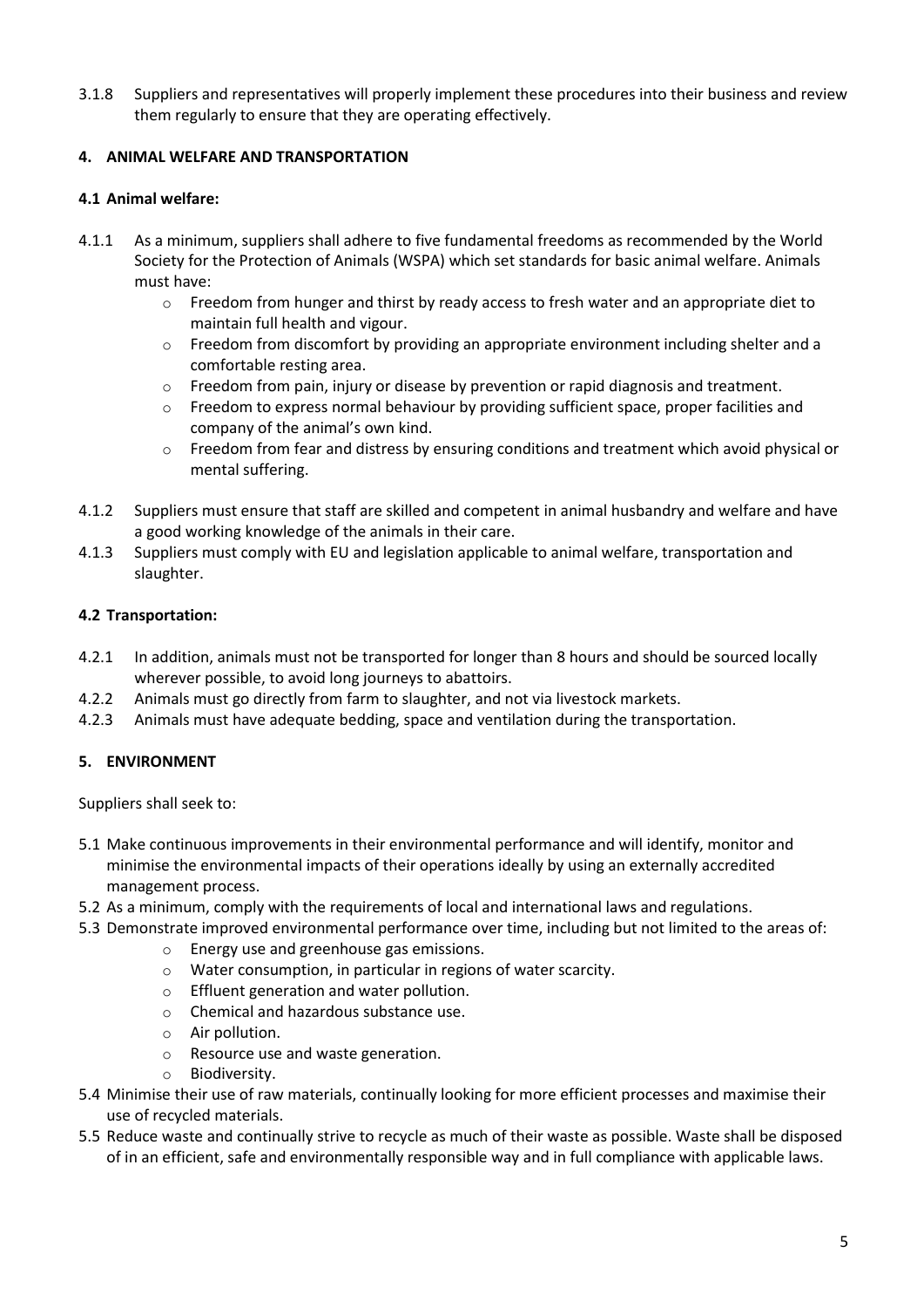3.1.8 Suppliers and representatives will properly implement these procedures into their business and review them regularly to ensure that they are operating effectively.

## 4. ANIMAL WELFARE AND TRANSPORTATION

### 4.1 Animal welfare:

4.1.1 As a minimum, suppliers shall adhere to five fundamental freedoms as recommended by the World Society for the Protection of Animals (WSPA) which set standards for basic animal welfare. Animals must have:

- Freedom from hunger and thirst by ready access to fresh water and an appropriate diet to maintain full health and vigour.
- Freedom from discomfort by providing an appropriate environment including shelter and a comfortable resting area.
- Freedom from pain, injury or disease by prevention or rapid diagnosis and treatment.
- Freedom to express normal behaviour by providing sufficient space, proper facilities and company of the animal's own kind.
- Freedom from fear and distress by ensuring conditions and treatment which avoid physical or mental suffering.

4.1.2 Suppliers must ensure that staff are skilled and competent in animal husbandry and welfare and have a good working knowledge of the animals in their care.

4.1.3 Suppliers must comply with EU and legislation applicable to animal welfare, transportation and slaughter.

### 4.2 Transportation:

4.2.1 In addition, animals must not be transported for longer than 8 hours and should be sourced locally wherever possible, to avoid long journeys to abattoirs.

4.2.2 Animals must go directly from farm to slaughter, and not via livestock markets.

4.2.3 Animals must have adequate bedding, space and ventilation during the transportation.

## 5. ENVIRONMENT

Suppliers shall seek to:

5.1 Make continuous improvements in their environmental performance and will identify, monitor and minimise the environmental impacts of their operations ideally by using an externally accredited management process.

5.2 As a minimum, comply with the requirements of local and international laws and regulations.

5.3 Demonstrate improved environmental performance over time, including but not limited to the areas of:

- Energy use and greenhouse gas emissions.
- Water consumption, in particular in regions of water scarcity.
- Effluent generation and water pollution.
- Chemical and hazardous substance use.
- Air pollution.
- Resource use and waste generation.
- Biodiversity.

5.4 Minimise their use of raw materials, continually looking for more efficient processes and maximise their use of recycled materials.

5.5 Reduce waste and continually strive to recycle as much of their waste as possible. Waste shall be disposed of in an efficient, safe and environmentally responsible way and in full compliance with applicable laws.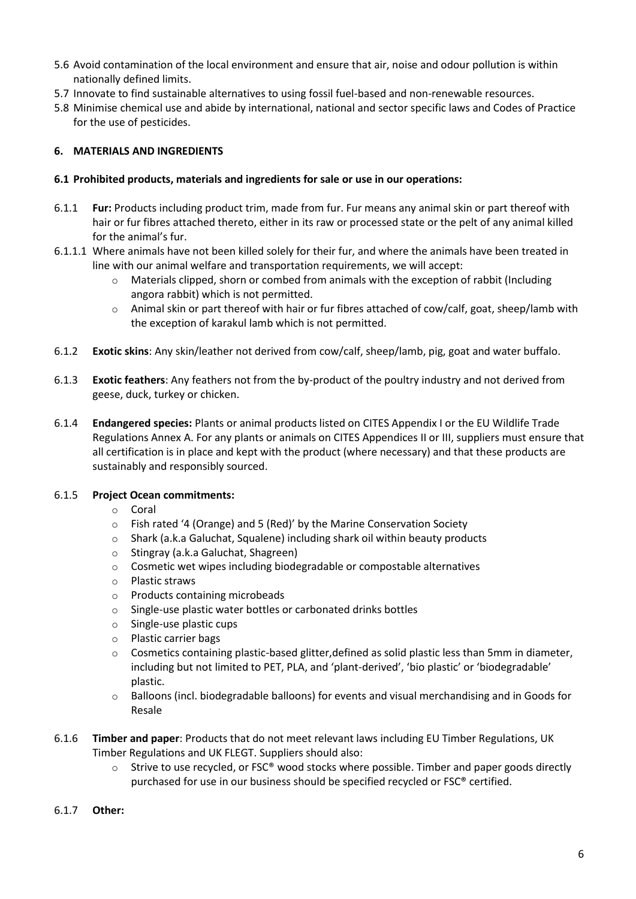5.6 Avoid contamination of the local environment and ensure that air, noise and odour pollution is within nationally defined limits.

5.7 Innovate to find sustainable alternatives to using fossil fuel-based and non-renewable resources.

5.8 Minimise chemical use and abide by international, national and sector specific laws and Codes of Practice for the use of pesticides.

## 6. MATERIALS AND INGREDIENTS

### 6.1 Prohibited products, materials and ingredients for sale or use in our operations:

6.1.1 **Fur:** Products including product trim, made from fur. Fur means any animal skin or part thereof with hair or fur fibres attached thereto, either in its raw or processed state or the pelt of any animal killed for the animal's fur.

6.1.1.1 Where animals have not been killed solely for their fur, and where the animals have been treated in line with our animal welfare and transportation requirements, we will accept:

- Materials clipped, shorn or combed from animals with the exception of rabbit (Including angora rabbit) which is not permitted.
- Animal skin or part thereof with hair or fur fibres attached of cow/calf, goat, sheep/lamb with the exception of karakul lamb which is not permitted.

6.1.2 **Exotic skins**: Any skin/leather not derived from cow/calf, sheep/lamb, pig, goat and water buffalo.

6.1.3 **Exotic feathers**: Any feathers not from the by-product of the poultry industry and not derived from geese, duck, turkey or chicken.

6.1.4 **Endangered species:** Plants or animal products listed on CITES Appendix I or the EU Wildlife Trade Regulations Annex A. For any plants or animals on CITES Appendices II or III, suppliers must ensure that all certification is in place and kept with the product (where necessary) and that these products are sustainably and responsibly sourced.

6.1.5 **Project Ocean commitments:**

- Coral
- Fish rated '4 (Orange) and 5 (Red)' by the Marine Conservation Society
- Shark (a.k.a Galuchat, Squalene) including shark oil within beauty products
- Stingray (a.k.a Galuchat, Shagreen)
- Cosmetic wet wipes including biodegradable or compostable alternatives
- Plastic straws
- Products containing microbeads
- Single-use plastic water bottles or carbonated drinks bottles
- Single-use plastic cups
- Plastic carrier bags
- Cosmetics containing plastic-based glitter,defined as solid plastic less than 5mm in diameter, including but not limited to PET, PLA, and 'plant-derived', 'bio plastic' or 'biodegradable' plastic.
- Balloons (incl. biodegradable balloons) for events and visual merchandising and in Goods for Resale

6.1.6 **Timber and paper**: Products that do not meet relevant laws including EU Timber Regulations, UK Timber Regulations and UK FLEGT. Suppliers should also:

- Strive to use recycled, or FSC® wood stocks where possible. Timber and paper goods directly purchased for use in our business should be specified recycled or FSC® certified.

6.1.7 **Other:**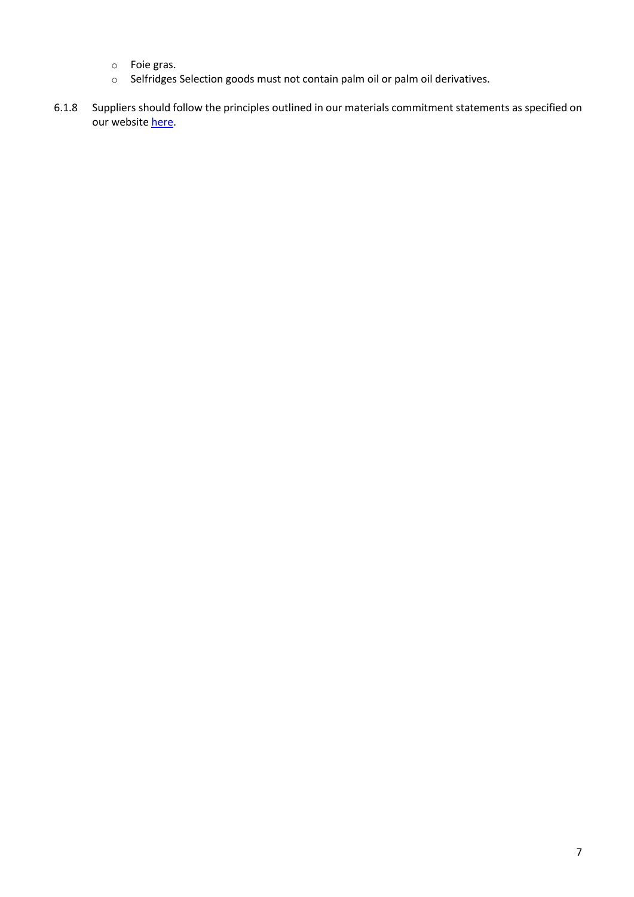- Foie gras.
- Selfridges Selection goods must not contain palm oil or palm oil derivatives.

6.1.8 Suppliers should follow the principles outlined in our materials commitment statements as specified on our website here.